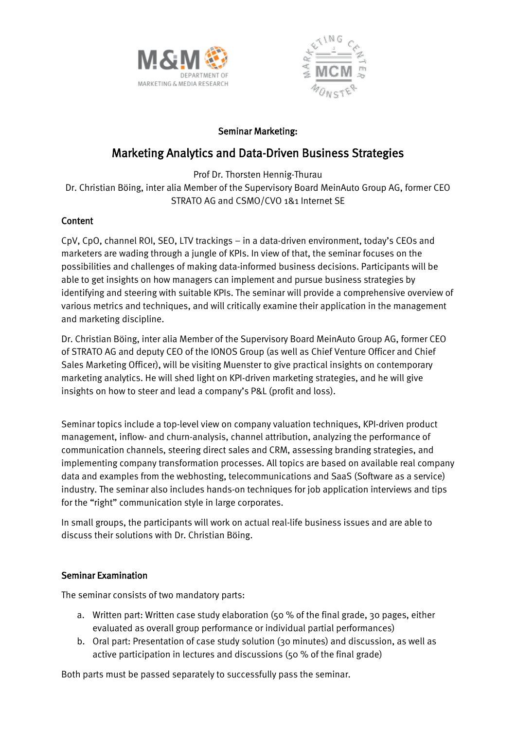Seminar Marketing:

# Marketing Analytics and Data-Driven Business Strategies

Prof Dr. Thorsten Hennig-Thurau

Dr. Christian Böing, inter alia Member of the Supervisory Board MeinAuto Group AG, former CEO STRATO AG and CSMO/CVO 1&1 Internet SE

## Content

CpV, CpO, channel ROI, SEO, LTV trackings – in a data-driven environment, today's CEOs and marketers are wading through a jungle of KPIs. In view of that, the seminar focuses on the possibilities and challenges of making data-informed business decisions. Participants will be able to get insights on how managers can implement and pursue business strategies by identifying and steering with suitable KPIs. The seminar will provide a comprehensive overview of various metrics and techniques, and will critically examine their application in the management and marketing discipline.

Dr. Christian Böing, inter alia Member of the Supervisory Board MeinAuto Group AG, former CEO of STRATO AG and deputy CEO of the IONOS Group (as well as Chief Venture Officer and Chief Sales Marketing Officer), will be visiting Muenster to give practical insights on contemporary marketing analytics. He will shed light on KPI-driven marketing strategies, and he will give insights on how to steer and lead a company's P&L (profit and loss).

Seminar topics include a top-level view on company valuation techniques, KPI-driven product management, inflow- and churn-analysis, channel attribution, analyzing the performance of communication channels, steering direct sales and CRM, assessing branding strategies, and implementing company transformation processes. All topics are based on available real company data and examples from the webhosting, telecommunications and SaaS (Software as a service) industry. The seminar also includes hands-on techniques for job application interviews and tips for the "right" communication style in large corporates.

In small groups, the participants will work on actual real-life business issues and are able to discuss their solutions with Dr. Christian Böing.

## Seminar Examination

The seminar consists of two mandatory parts:

a. Written part: Written case study elaboration (50 % of the final grade, 30 pages, either evaluated as overall group performance or individual partial performances)
b. Oral part: Presentation of case study solution (30 minutes) and discussion, as well as active participation in lectures and discussions (50 % of the final grade)

Both parts must be passed separately to successfully pass the seminar.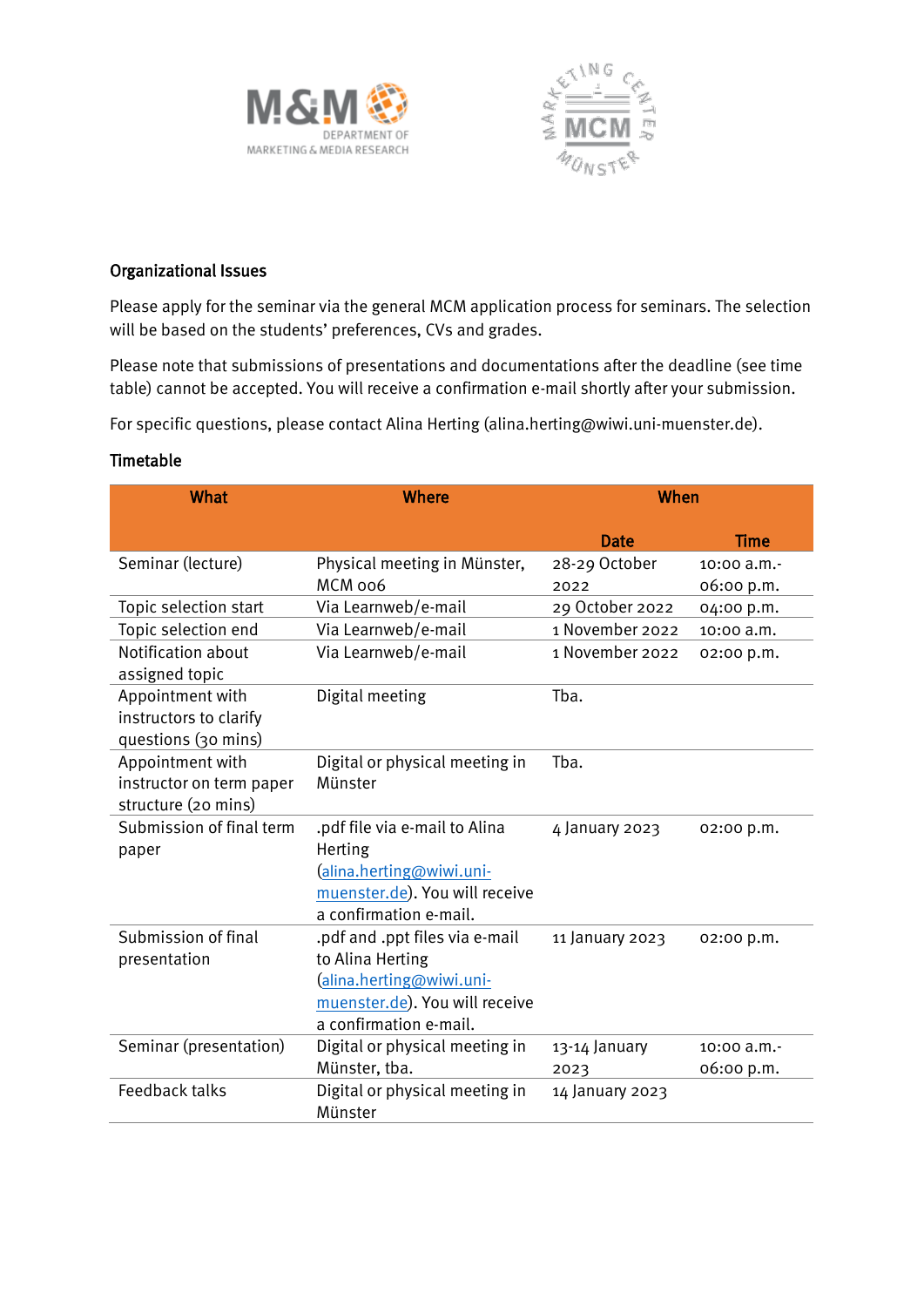## Organizational Issues

Please apply for the seminar via the general MCM application process for seminars. The selection will be based on the students' preferences, CVs and grades.

Please note that submissions of presentations and documentations after the deadline (see time table) cannot be accepted. You will receive a confirmation e-mail shortly after your submission.

For specific questions, please contact Alina Herting (alina.herting@wiwi.uni-muenster.de).

## Timetable

| What | Where | When | |
|---|---|---|---|
| | | Date | Time |
| Seminar (lecture) | Physical meeting in Münster, MCM 006 | 28-29 October 2022 | 10:00 a.m.-06:00 p.m. |
| Topic selection start | Via Learnweb/e-mail | 29 October 2022 | 04:00 p.m. |
| Topic selection end | Via Learnweb/e-mail | 1 November 2022 | 10:00 a.m. |
| Notification about assigned topic | Via Learnweb/e-mail | 1 November 2022 | 02:00 p.m. |
| Appointment with instructors to clarify questions (30 mins) | Digital meeting | Tba. | |
| Appointment with instructor on term paper structure (20 mins) | Digital or physical meeting in Münster | Tba. | |
| Submission of final term paper | .pdf file via e-mail to Alina Herting (alina.herting@wiwi.uni-muenster.de). You will receive a confirmation e-mail. | 4 January 2023 | 02:00 p.m. |
| Submission of final presentation | .pdf and .ppt files via e-mail to Alina Herting (alina.herting@wiwi.uni-muenster.de). You will receive a confirmation e-mail. | 11 January 2023 | 02:00 p.m. |
| Seminar (presentation) | Digital or physical meeting in Münster, tba. | 13-14 January 2023 | 10:00 a.m.-06:00 p.m. |
| Feedback talks | Digital or physical meeting in Münster | 14 January 2023 | |